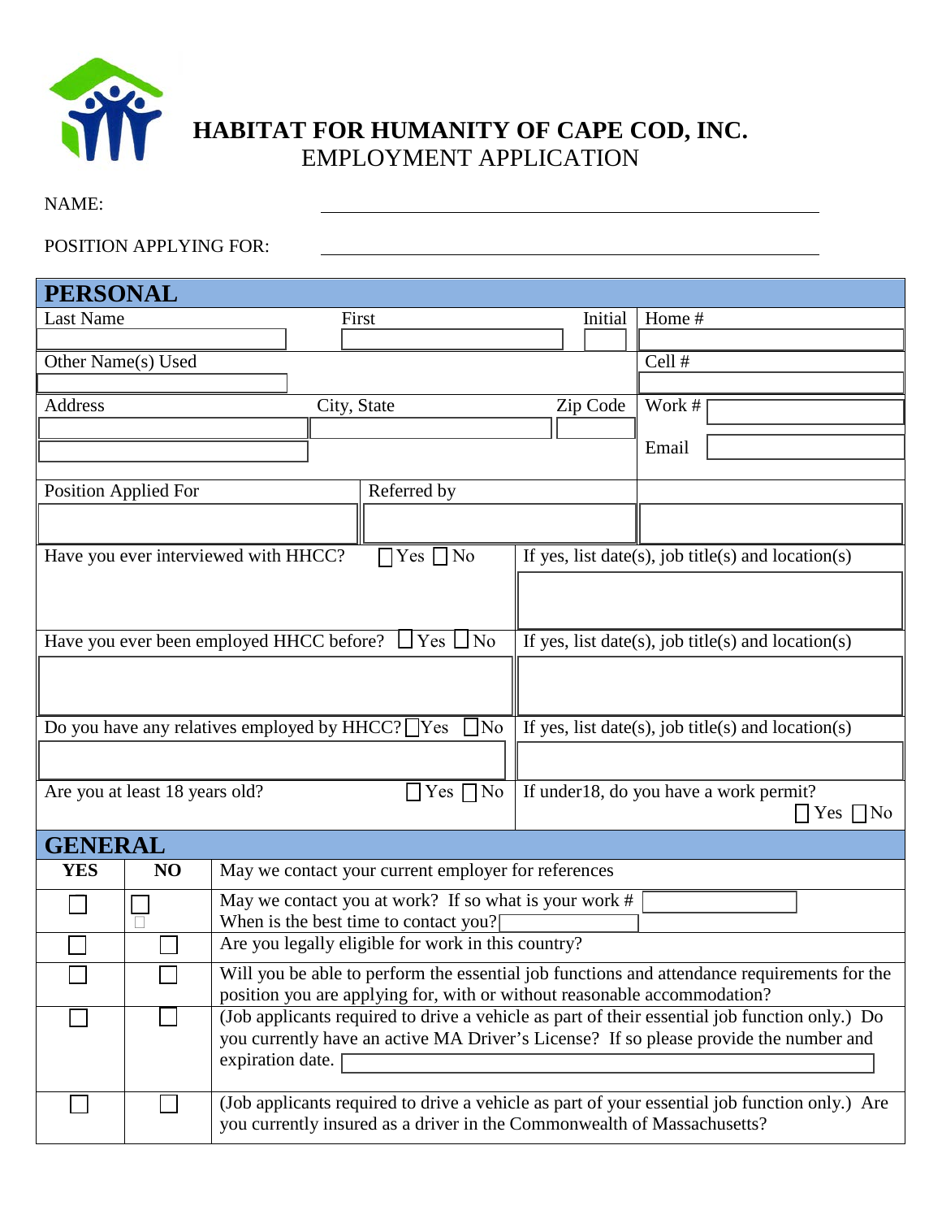# HABITAT FOR HUMANITY OF CAPE COD, INC.

## EMPLOYMENT APPLICATION

NAME: ______________________________

POSITION APPLYING FOR: ______________________________

## PERSONAL

| Last Name | First | Initial | Home # |
|---|---|---|---|
| Other Name(s) Used | | | Cell # |
| Address | City, State | Zip Code | Work # |
| | | | Email |
| Position Applied For | Referred by | | |

| | |
|---|---|
| Have you ever interviewed with HHCC? ☐ Yes ☐ No | If yes, list date(s), job title(s) and location(s) |
| Have you ever been employed HHCC before? ☐ Yes ☐ No | If yes, list date(s), job title(s) and location(s) |
| Do you have any relatives employed by HHCC? ☐ Yes ☐ No | If yes, list date(s), job title(s) and location(s) |
| Are you at least 18 years old? ☐ Yes ☐ No | If under18, do you have a work permit? ☐ Yes ☐ No |

## GENERAL

| YES | NO | May we contact your current employer for references |
|---|---|---|
| ☐ | ☐ | May we contact you at work? If so what is your work # ______ When is the best time to contact you? ______ |
| ☐ | ☐ | Are you legally eligible for work in this country? |
| ☐ | ☐ | Will you be able to perform the essential job functions and attendance requirements for the position you are applying for, with or without reasonable accommodation? |
| ☐ | ☐ | (Job applicants required to drive a vehicle as part of their essential job function only.) Do you currently have an active MA Driver's License? If so please provide the number and expiration date. ______ |
| ☐ | ☐ | (Job applicants required to drive a vehicle as part of your essential job function only.) Are you currently insured as a driver in the Commonwealth of Massachusetts? |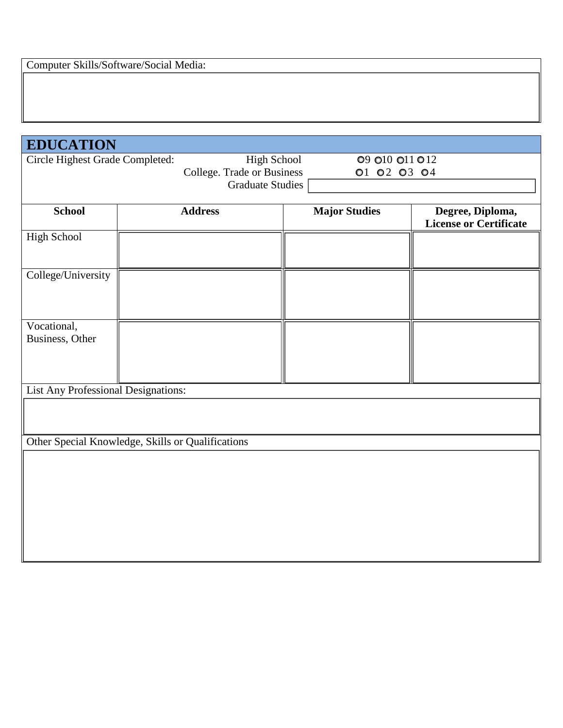Computer Skills/Software/Social Media:

## EDUCATION

Circle Highest Grade Completed:

High School ○9 ○10 ○11 ○12

College. Trade or Business ○1 ○2 ○3 ○4

Graduate Studies

| School | Address | Major Studies | Degree, Diploma, License or Certificate |
|---|---|---|---|
| High School | | | |
| College/University | | | |
| Vocational, Business, Other | | | |

List Any Professional Designations:

Other Special Knowledge, Skills or Qualifications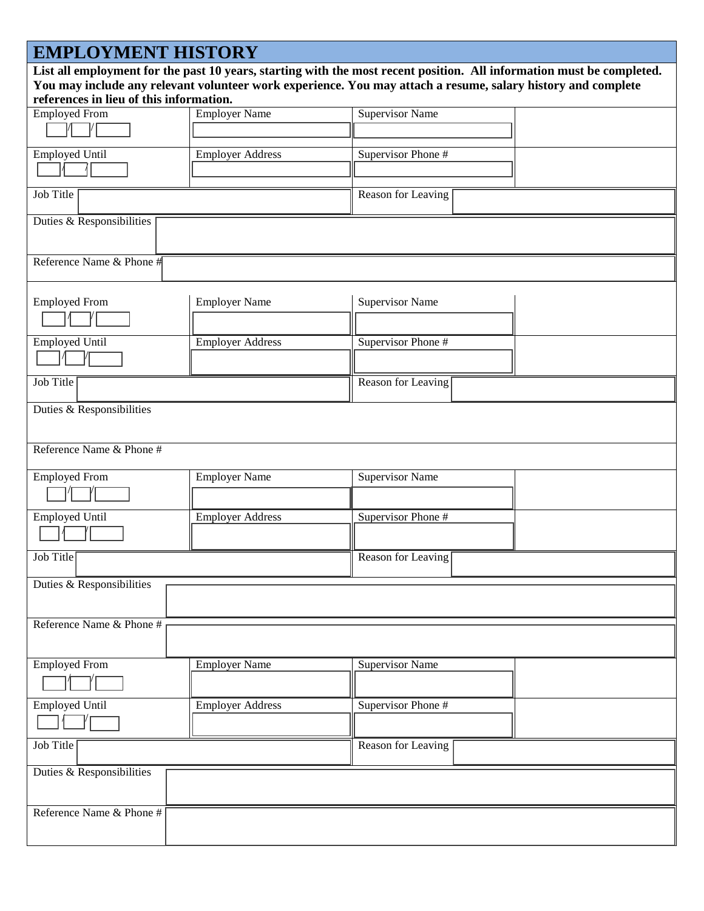## EMPLOYMENT HISTORY

**List all employment for the past 10 years, starting with the most recent position. All information must be completed. You may include any relevant volunteer work experience. You may attach a resume, salary history and complete references in lieu of this information.**

| Employed From | Employer Name | Supervisor Name | |
|---|---|---|---|
| / / | | | |
| Employed Until | Employer Address | Supervisor Phone # | |
| / / | | | |
| Job Title | | Reason for Leaving | |
| Duties & Responsibilities | | | |
| Reference Name & Phone # | | | |

| Employed From | Employer Name | Supervisor Name | |
|---|---|---|---|
| / / | | | |
| Employed Until | Employer Address | Supervisor Phone # | |
| / / | | | |
| Job Title | | Reason for Leaving | |
| Duties & Responsibilities | | | |
| Reference Name & Phone # | | | |

| Employed From | Employer Name | Supervisor Name | |
|---|---|---|---|
| / / | | | |
| Employed Until | Employer Address | Supervisor Phone # | |
| / / | | | |
| Job Title | | Reason for Leaving | |
| Duties & Responsibilities | | | |
| Reference Name & Phone # | | | |

| Employed From | Employer Name | Supervisor Name | |
|---|---|---|---|
| / / | | | |
| Employed Until | Employer Address | Supervisor Phone # | |
| / / | | | |
| Job Title | | Reason for Leaving | |
| Duties & Responsibilities | | | |
| Reference Name & Phone # | | | |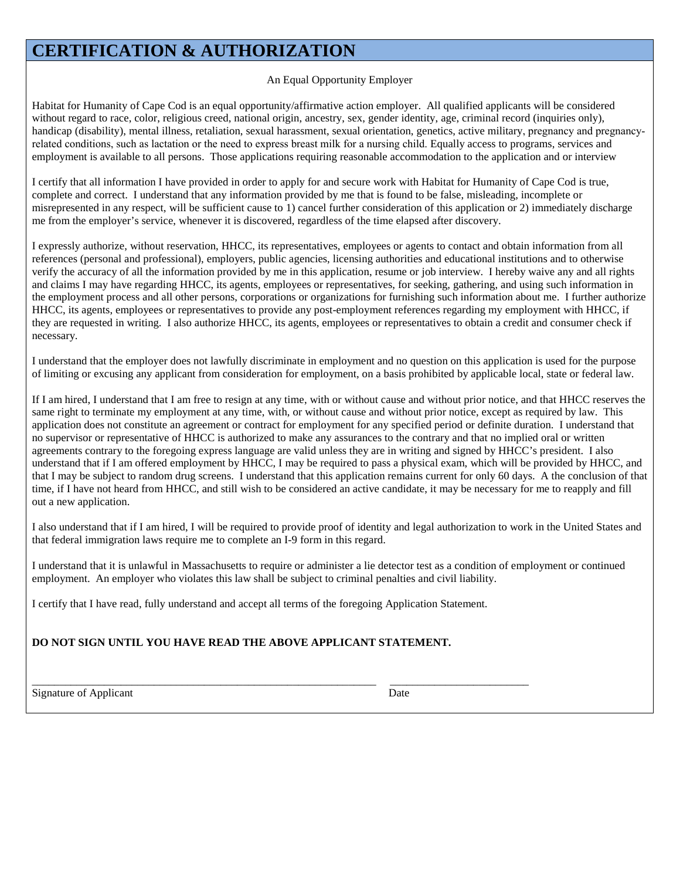# CERTIFICATION & AUTHORIZATION

An Equal Opportunity Employer

Habitat for Humanity of Cape Cod is an equal opportunity/affirmative action employer. All qualified applicants will be considered without regard to race, color, religious creed, national origin, ancestry, sex, gender identity, age, criminal record (inquiries only), handicap (disability), mental illness, retaliation, sexual harassment, sexual orientation, genetics, active military, pregnancy and pregnancy-related conditions, such as lactation or the need to express breast milk for a nursing child. Equally access to programs, services and employment is available to all persons. Those applications requiring reasonable accommodation to the application and or interview

I certify that all information I have provided in order to apply for and secure work with Habitat for Humanity of Cape Cod is true, complete and correct. I understand that any information provided by me that is found to be false, misleading, incomplete or misrepresented in any respect, will be sufficient cause to 1) cancel further consideration of this application or 2) immediately discharge me from the employer's service, whenever it is discovered, regardless of the time elapsed after discovery.

I expressly authorize, without reservation, HHCC, its representatives, employees or agents to contact and obtain information from all references (personal and professional), employers, public agencies, licensing authorities and educational institutions and to otherwise verify the accuracy of all the information provided by me in this application, resume or job interview. I hereby waive any and all rights and claims I may have regarding HHCC, its agents, employees or representatives, for seeking, gathering, and using such information in the employment process and all other persons, corporations or organizations for furnishing such information about me. I further authorize HHCC, its agents, employees or representatives to provide any post-employment references regarding my employment with HHCC, if they are requested in writing. I also authorize HHCC, its agents, employees or representatives to obtain a credit and consumer check if necessary.

I understand that the employer does not lawfully discriminate in employment and no question on this application is used for the purpose of limiting or excusing any applicant from consideration for employment, on a basis prohibited by applicable local, state or federal law.

If I am hired, I understand that I am free to resign at any time, with or without cause and without prior notice, and that HHCC reserves the same right to terminate my employment at any time, with, or without cause and without prior notice, except as required by law. This application does not constitute an agreement or contract for employment for any specified period or definite duration. I understand that no supervisor or representative of HHCC is authorized to make any assurances to the contrary and that no implied oral or written agreements contrary to the foregoing express language are valid unless they are in writing and signed by HHCC's president. I also understand that if I am offered employment by HHCC, I may be required to pass a physical exam, which will be provided by HHCC, and that I may be subject to random drug screens. I understand that this application remains current for only 60 days. A the conclusion of that time, if I have not heard from HHCC, and still wish to be considered an active candidate, it may be necessary for me to reapply and fill out a new application.

I also understand that if I am hired, I will be required to provide proof of identity and legal authorization to work in the United States and that federal immigration laws require me to complete an I-9 form in this regard.

I understand that it is unlawful in Massachusetts to require or administer a lie detector test as a condition of employment or continued employment. An employer who violates this law shall be subject to criminal penalties and civil liability.

I certify that I have read, fully understand and accept all terms of the foregoing Application Statement.

**DO NOT SIGN UNTIL YOU HAVE READ THE ABOVE APPLICANT STATEMENT.**

_______________________________________________ ____________________

Signature of Applicant Date